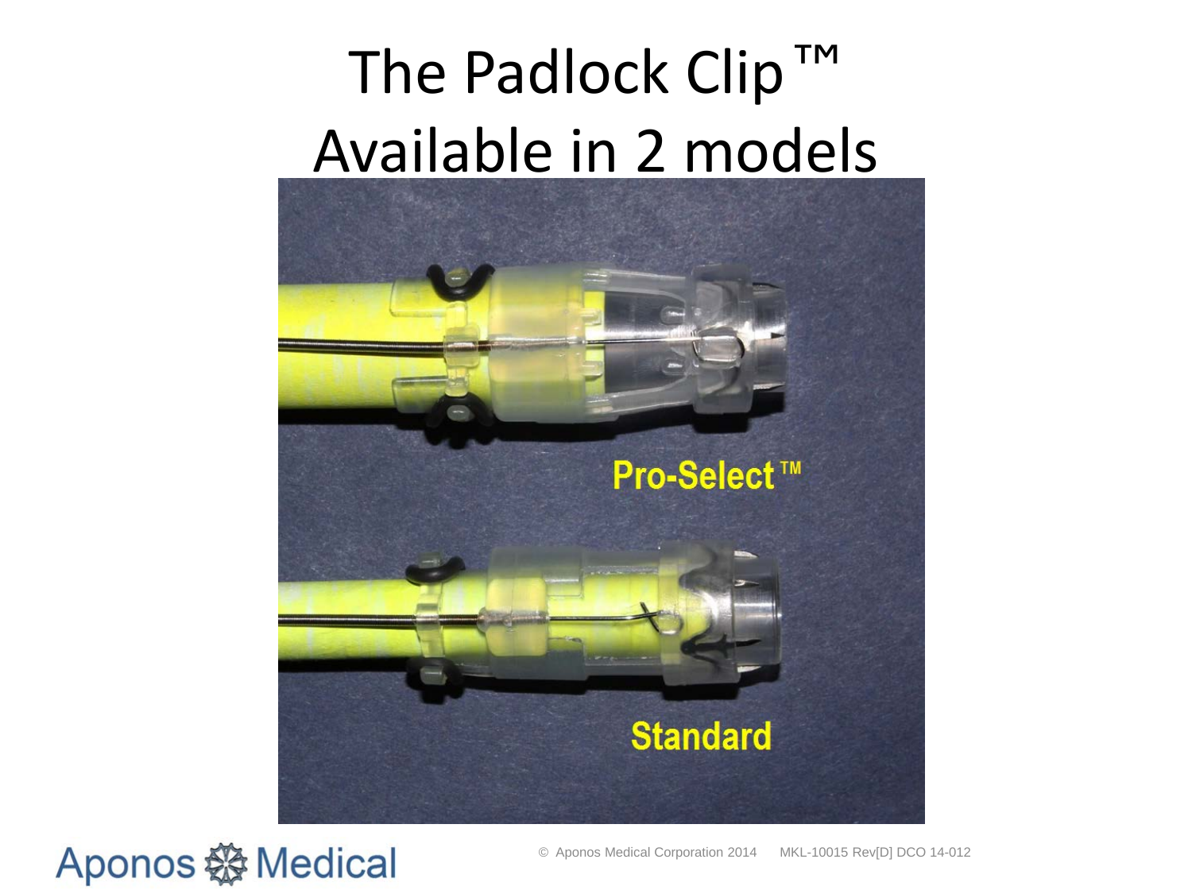# The Padlock Clip ™ Available in 2 models

Pro-Select ™

Standard

Aponos Medical

© Aponos Medical Corporation 2014 MKL-10015 Rev[D] DCO 14-012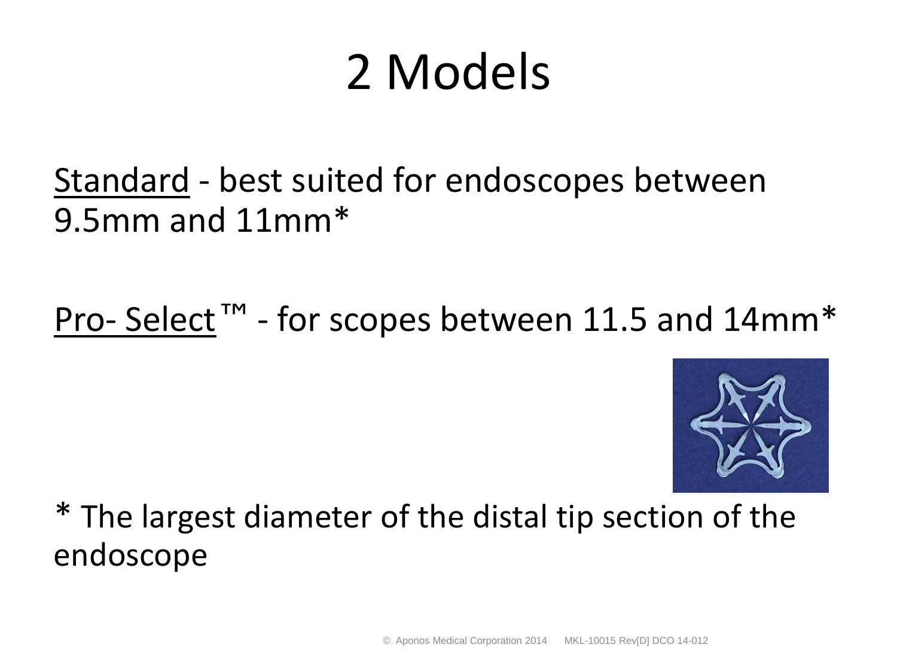# 2 Models

Standard - best suited for endoscopes between 9.5mm and 11mm*

Pro- Select™ - for scopes between 11.5 and 14mm*

* The largest diameter of the distal tip section of the endoscope

© Aponos Medical Corporation 2014 MKL-10015 Rev[D] DCO 14-012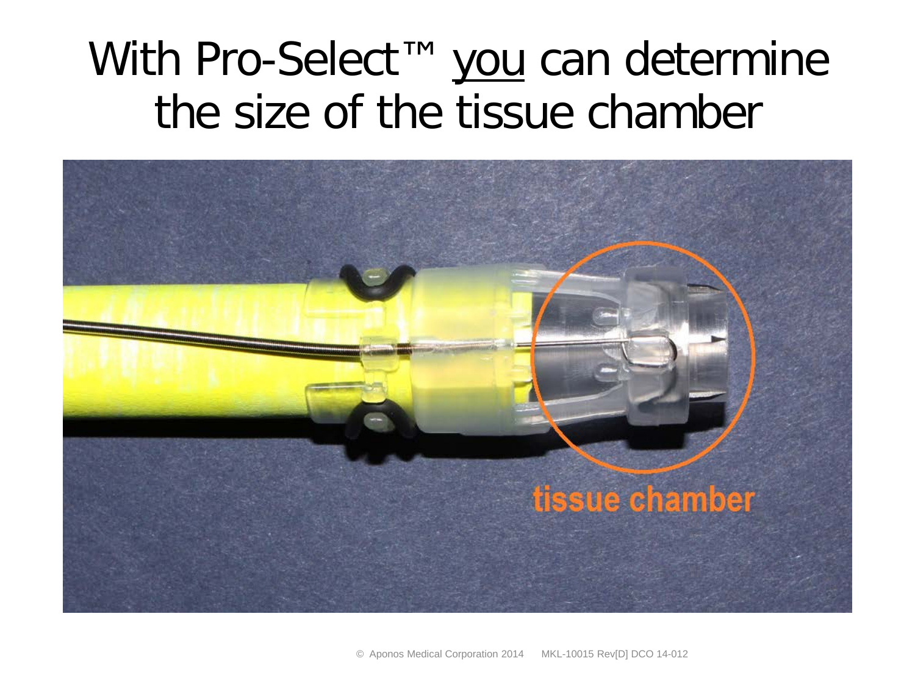# With Pro-Select™ <u>you</u> can determine the size of the tissue chamber

tissue chamber

© Aponos Medical Corporation 2014 MKL-10015 Rev[D] DCO 14-012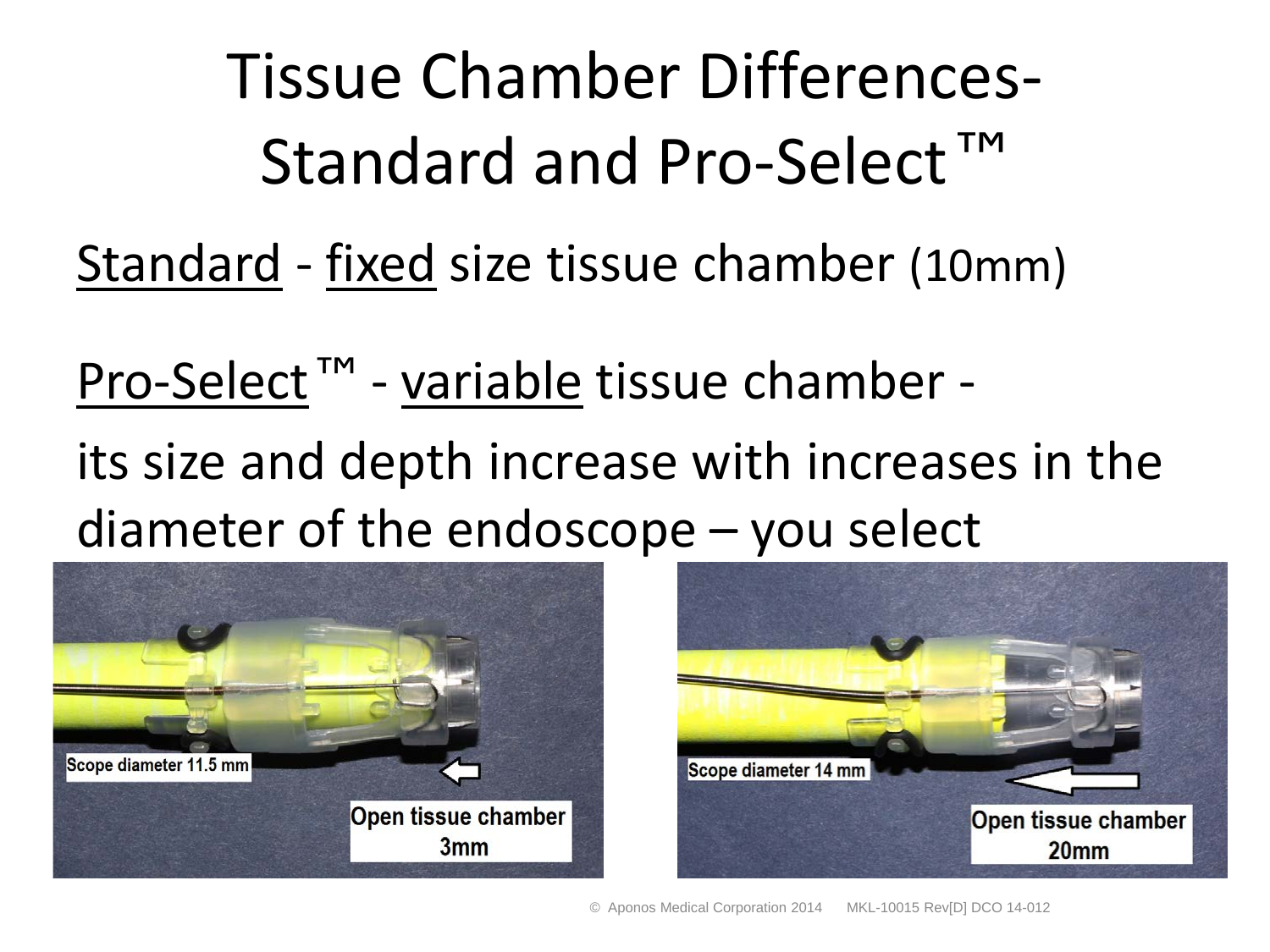# Tissue Chamber Differences- Standard and Pro-Select™

Standard - fixed size tissue chamber (10mm)

Pro-Select™ - variable tissue chamber -

its size and depth increase with increases in the diameter of the endoscope – you select

Scope diameter 11.5 mm

Open tissue chamber 3mm

Scope diameter 14 mm

Open tissue chamber 20mm

© Aponos Medical Corporation 2014 MKL-10015 Rev[D] DCO 14-012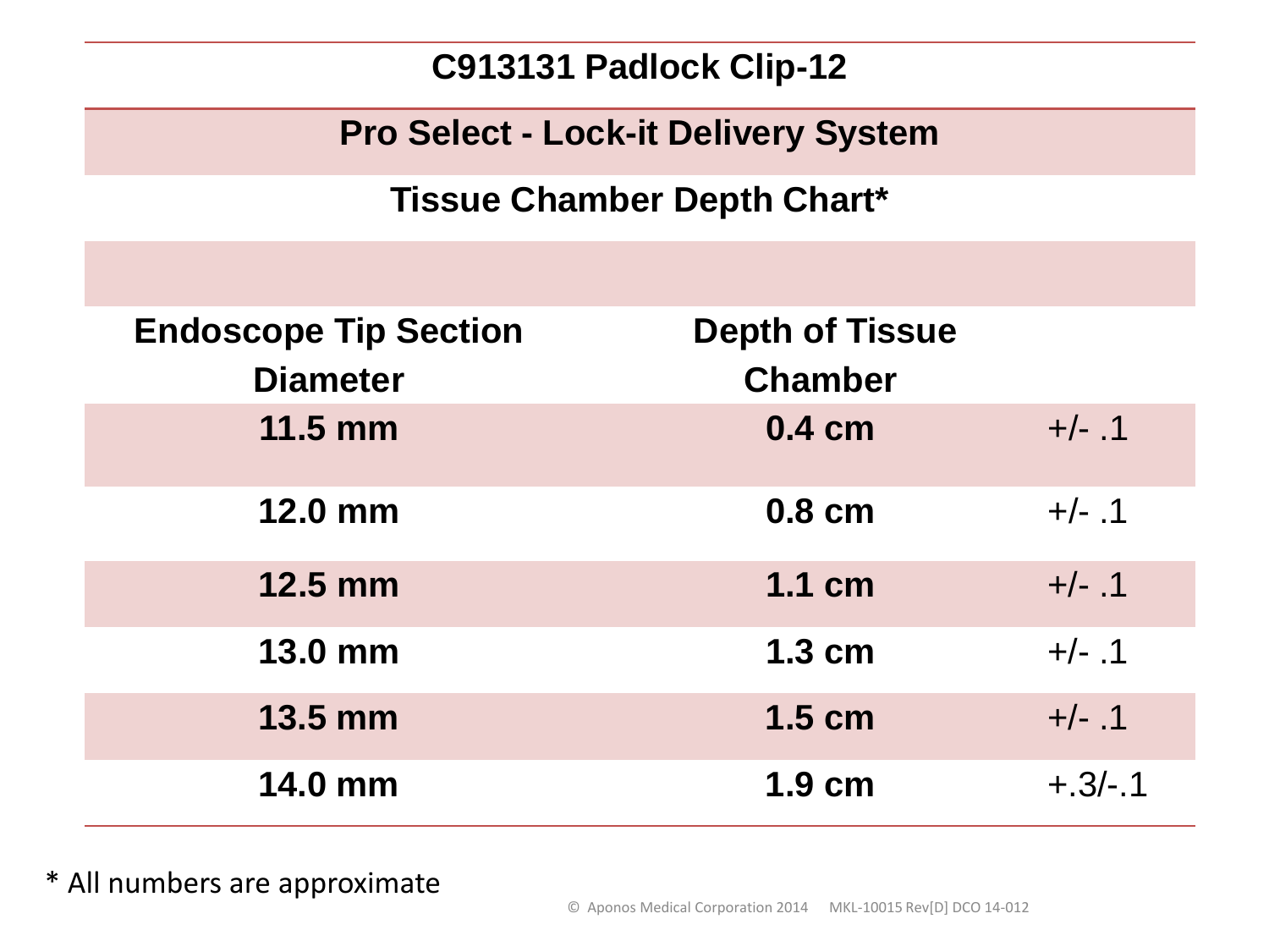# C913131 Padlock Clip-12

## Pro Select - Lock-it Delivery System

## Tissue Chamber Depth Chart*

| Endoscope Tip Section Diameter | Depth of Tissue Chamber | |
|---|---|---|
| 11.5 mm | 0.4 cm | +/- .1 |
| 12.0 mm | 0.8 cm | +/- .1 |
| 12.5 mm | 1.1 cm | +/- .1 |
| 13.0 mm | 1.3 cm | +/- .1 |
| 13.5 mm | 1.5 cm | +/- .1 |
| 14.0 mm | 1.9 cm | +.3/-.1 |

* All numbers are approximate

© Aponos Medical Corporation 2014 MKL-10015 Rev[D] DCO 14-012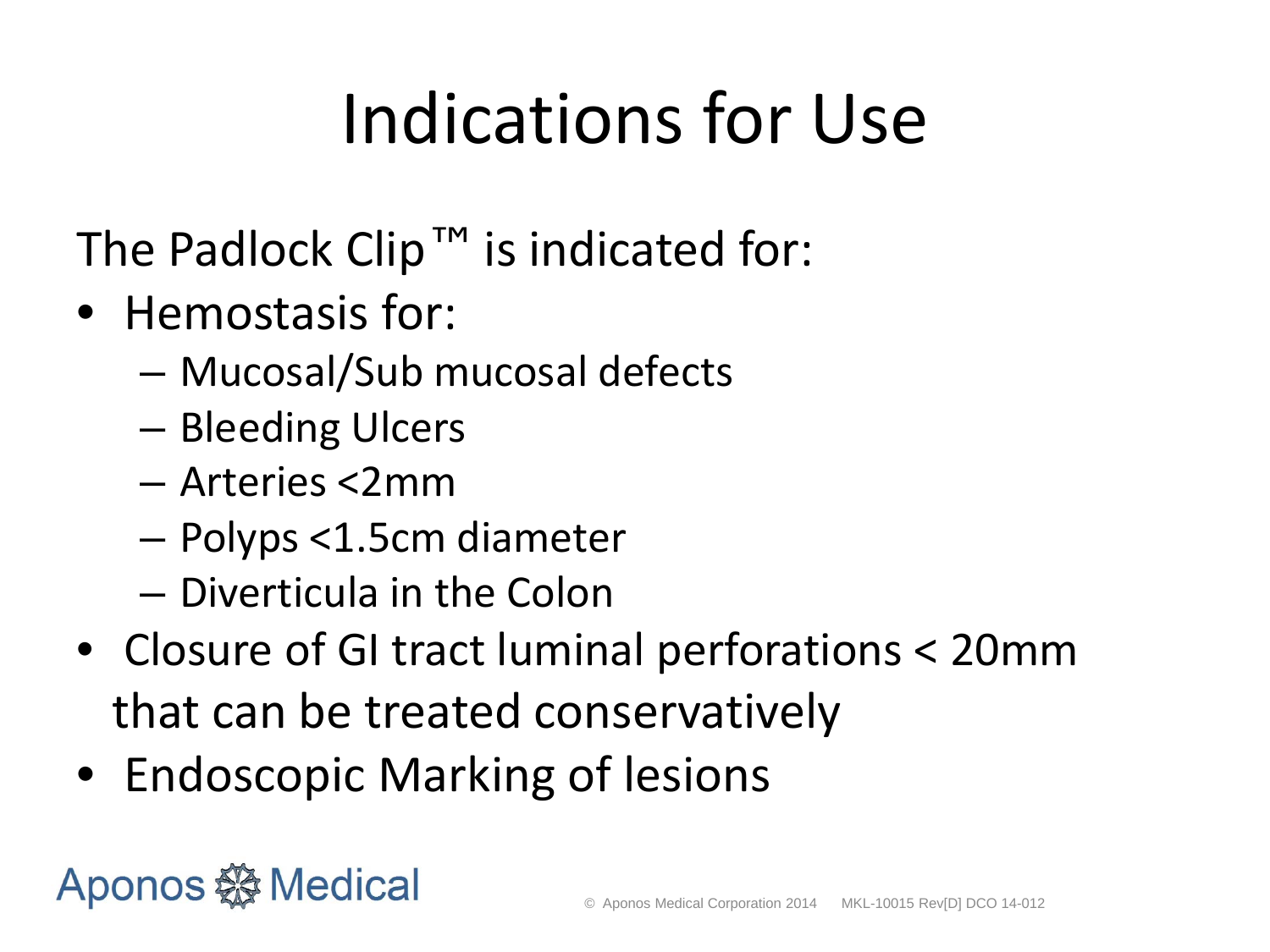# Indications for Use

The Padlock Clip™ is indicated for:

- Hemostasis for:
  - Mucosal/Sub mucosal defects
  - Bleeding Ulcers
  - Arteries <2mm
  - Polyps <1.5cm diameter
  - Diverticula in the Colon
- Closure of GI tract luminal perforations < 20mm that can be treated conservatively
- Endoscopic Marking of lesions

Aponos Medical

© Aponos Medical Corporation 2014 MKL-10015 Rev[D] DCO 14-012